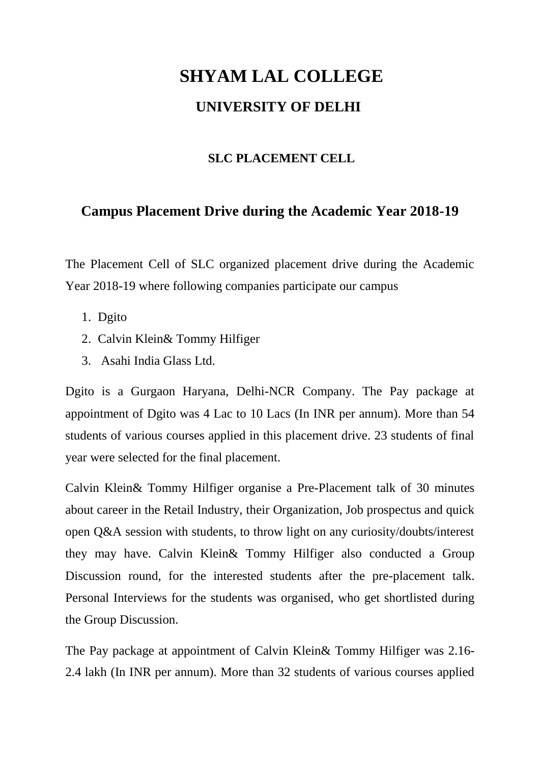# SHYAM LAL COLLEGE

## UNIVERSITY OF DELHI

### SLC PLACEMENT CELL

## Campus Placement Drive during the Academic Year 2018-19

The Placement Cell of SLC organized placement drive during the Academic Year 2018-19 where following companies participate our campus

1. Dgito
2. Calvin Klein& Tommy Hilfiger
3. Asahi India Glass Ltd.

Dgito is a Gurgaon Haryana, Delhi-NCR Company. The Pay package at appointment of Dgito was 4 Lac to 10 Lacs (In INR per annum). More than 54 students of various courses applied in this placement drive. 23 students of final year were selected for the final placement.

Calvin Klein& Tommy Hilfiger organise a Pre-Placement talk of 30 minutes about career in the Retail Industry, their Organization, Job prospectus and quick open Q&A session with students, to throw light on any curiosity/doubts/interest they may have. Calvin Klein& Tommy Hilfiger also conducted a Group Discussion round, for the interested students after the pre-placement talk. Personal Interviews for the students was organised, who get shortlisted during the Group Discussion.

The Pay package at appointment of Calvin Klein& Tommy Hilfiger was 2.16-2.4 lakh (In INR per annum). More than 32 students of various courses applied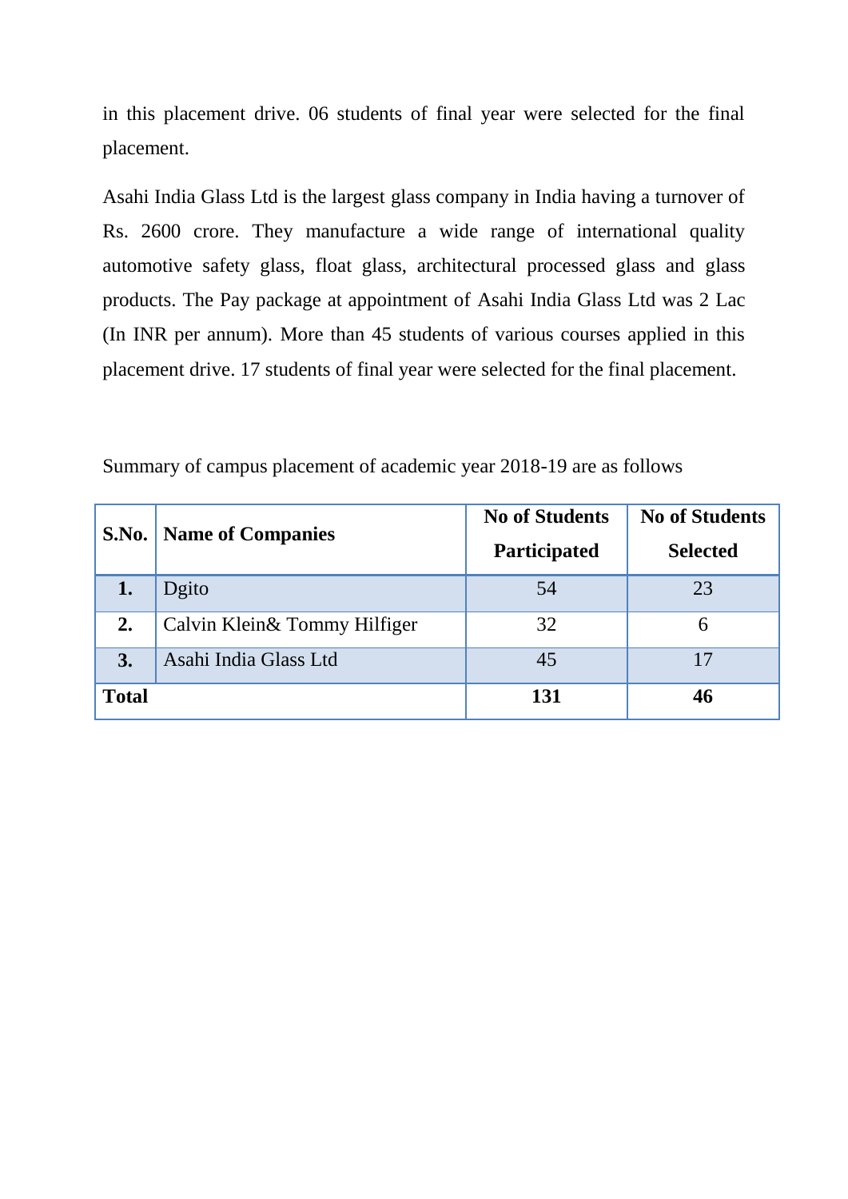in this placement drive. 06 students of final year were selected for the final placement.

Asahi India Glass Ltd is the largest glass company in India having a turnover of Rs. 2600 crore. They manufacture a wide range of international quality automotive safety glass, float glass, architectural processed glass and glass products. The Pay package at appointment of Asahi India Glass Ltd was 2 Lac (In INR per annum). More than 45 students of various courses applied in this placement drive. 17 students of final year were selected for the final placement.

Summary of campus placement of academic year 2018-19 are as follows

| S.No. | Name of Companies | No of Students Participated | No of Students Selected |
|---|---|---|---|
| **1.** | Dgito | 54 | 23 |
| **2.** | Calvin Klein& Tommy Hilfiger | 32 | 6 |
| **3.** | Asahi India Glass Ltd | 45 | 17 |
| **Total** | | **131** | **46** |